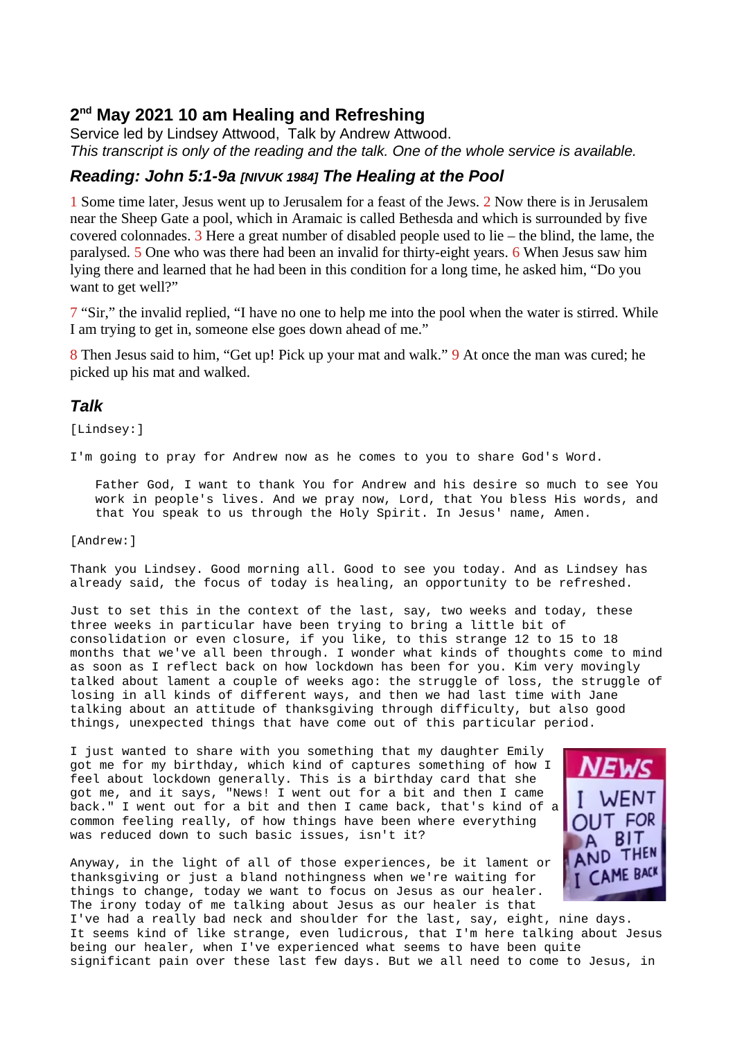## 2nd May 2021 10 am Healing and Refreshing

Service led by Lindsey Attwood, Talk by Andrew Attwood.
*This transcript is only of the reading and the talk. One of the whole service is available.*

### *Reading: John 5:1-9a [NIVUK 1984] The Healing at the Pool*

1 Some time later, Jesus went up to Jerusalem for a feast of the Jews. 2 Now there is in Jerusalem near the Sheep Gate a pool, which in Aramaic is called Bethesda and which is surrounded by five covered colonnades. 3 Here a great number of disabled people used to lie – the blind, the lame, the paralysed. 5 One who was there had been an invalid for thirty-eight years. 6 When Jesus saw him lying there and learned that he had been in this condition for a long time, he asked him, "Do you want to get well?"

7 "Sir," the invalid replied, "I have no one to help me into the pool when the water is stirred. While I am trying to get in, someone else goes down ahead of me."

8 Then Jesus said to him, "Get up! Pick up your mat and walk." 9 At once the man was cured; he picked up his mat and walked.

### *Talk*

[Lindsey:]

I'm going to pray for Andrew now as he comes to you to share God's Word.

> Father God, I want to thank You for Andrew and his desire so much to see You work in people's lives. And we pray now, Lord, that You bless His words, and that You speak to us through the Holy Spirit. In Jesus' name, Amen.

[Andrew:]

Thank you Lindsey. Good morning all. Good to see you today. And as Lindsey has already said, the focus of today is healing, an opportunity to be refreshed.

Just to set this in the context of the last, say, two weeks and today, these three weeks in particular have been trying to bring a little bit of consolidation or even closure, if you like, to this strange 12 to 15 to 18 months that we've all been through. I wonder what kinds of thoughts come to mind as soon as I reflect back on how lockdown has been for you. Kim very movingly talked about lament a couple of weeks ago: the struggle of loss, the struggle of losing in all kinds of different ways, and then we had last time with Jane talking about an attitude of thanksgiving through difficulty, but also good things, unexpected things that have come out of this particular period.

I just wanted to share with you something that my daughter Emily got me for my birthday, which kind of captures something of how I feel about lockdown generally. This is a birthday card that she got me, and it says, "News! I went out for a bit and then I came back." I went out for a bit and then I came back, that's kind of a common feeling really, of how things have been where everything was reduced down to such basic issues, isn't it?

Anyway, in the light of all of those experiences, be it lament or thanksgiving or just a bland nothingness when we're waiting for things to change, today we want to focus on Jesus as our healer. The irony today of me talking about Jesus as our healer is that I've had a really bad neck and shoulder for the last, say, eight, nine days. It seems kind of like strange, even ludicrous, that I'm here talking about Jesus being our healer, when I've experienced what seems to have been quite significant pain over these last few days. But we all need to come to Jesus, in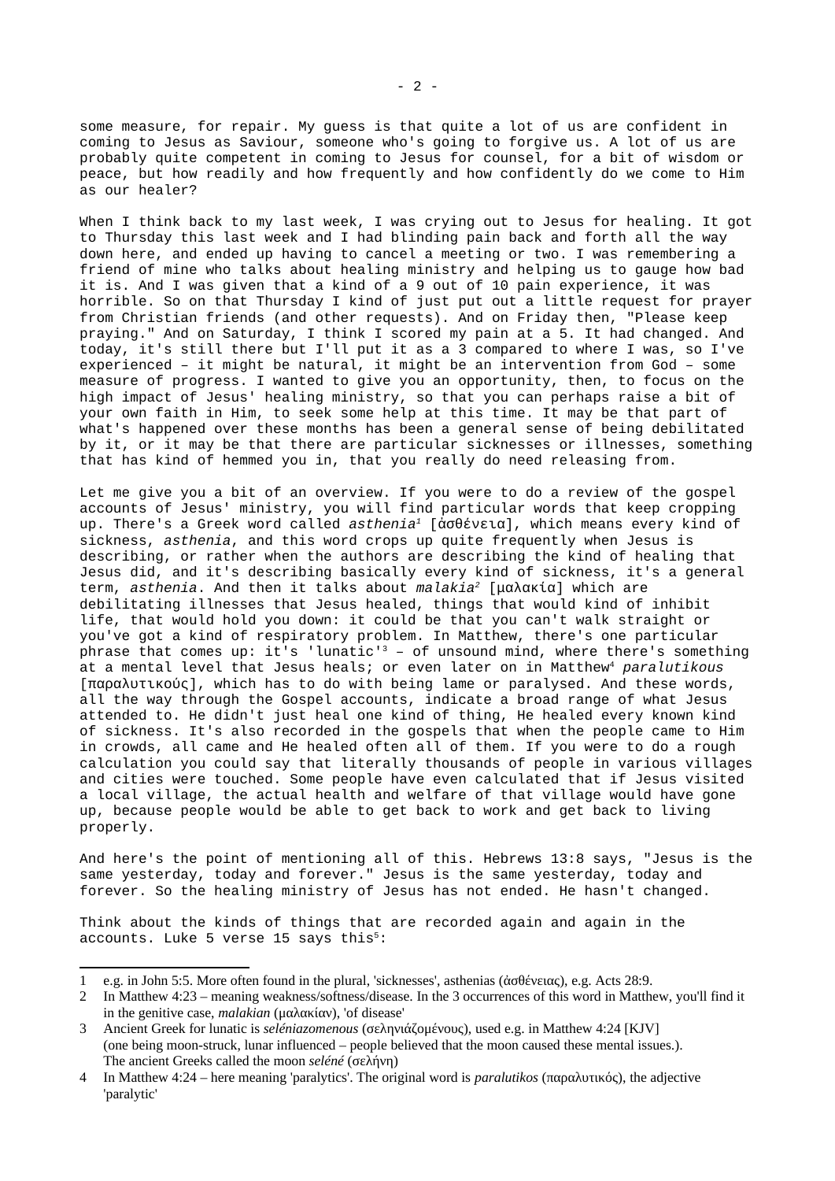some measure, for repair. My guess is that quite a lot of us are confident in coming to Jesus as Saviour, someone who's going to forgive us. A lot of us are probably quite competent in coming to Jesus for counsel, for a bit of wisdom or peace, but how readily and how frequently and how confidently do we come to Him as our healer?

When I think back to my last week, I was crying out to Jesus for healing. It got to Thursday this last week and I had blinding pain back and forth all the way down here, and ended up having to cancel a meeting or two. I was remembering a friend of mine who talks about healing ministry and helping us to gauge how bad it is. And I was given that a kind of a 9 out of 10 pain experience, it was horrible. So on that Thursday I kind of just put out a little request for prayer from Christian friends (and other requests). And on Friday then, "Please keep praying." And on Saturday, I think I scored my pain at a 5. It had changed. And today, it's still there but I'll put it as a 3 compared to where I was, so I've experienced – it might be natural, it might be an intervention from God – some measure of progress. I wanted to give you an opportunity, then, to focus on the high impact of Jesus' healing ministry, so that you can perhaps raise a bit of your own faith in Him, to seek some help at this time. It may be that part of what's happened over these months has been a general sense of being debilitated by it, or it may be that there are particular sicknesses or illnesses, something that has kind of hemmed you in, that you really do need releasing from.

Let me give you a bit of an overview. If you were to do a review of the gospel accounts of Jesus' ministry, you will find particular words that keep cropping up. There's a Greek word called *asthenia*[1] [ἀσθένεια], which means every kind of sickness, *asthenia*, and this word crops up quite frequently when Jesus is describing, or rather when the authors are describing the kind of healing that Jesus did, and it's describing basically every kind of sickness, it's a general term, *asthenia*. And then it talks about *malakia*[2] [μαλακία] which are debilitating illnesses that Jesus healed, things that would kind of inhibit life, that would hold you down: it could be that you can't walk straight or you've got a kind of respiratory problem. In Matthew, there's one particular phrase that comes up: it's 'lunatic'[3] – of unsound mind, where there's something at a mental level that Jesus heals; or even later on in Matthew[4] *paralutikous* [παραλυτικούς], which has to do with being lame or paralysed. And these words, all the way through the Gospel accounts, indicate a broad range of what Jesus attended to. He didn't just heal one kind of thing, He healed every known kind of sickness. It's also recorded in the gospels that when the people came to Him in crowds, all came and He healed often all of them. If you were to do a rough calculation you could say that literally thousands of people in various villages and cities were touched. Some people have even calculated that if Jesus visited a local village, the actual health and welfare of that village would have gone up, because people would be able to get back to work and get back to living properly.

And here's the point of mentioning all of this. Hebrews 13:8 says, "Jesus is the same yesterday, today and forever." Jesus is the same yesterday, today and forever. So the healing ministry of Jesus has not ended. He hasn't changed.

Think about the kinds of things that are recorded again and again in the accounts. Luke 5 verse 15 says this[5]:

---

1 e.g. in John 5:5. More often found in the plural, 'sicknesses', asthenias (ἀσθένειας), e.g. Acts 28:9.

2 In Matthew 4:23 – meaning weakness/softness/disease. In the 3 occurrences of this word in Matthew, you'll find it in the genitive case, *malakian* (μαλακίαν), 'of disease'

3 Ancient Greek for lunatic is *selêniazomenous* (σεληνιάζομένους), used e.g. in Matthew 4:24 [KJV] (one being moon-struck, lunar influenced – people believed that the moon caused these mental issues.). The ancient Greeks called the moon *seléné* (σελήνη)

4 In Matthew 4:24 – here meaning 'paralytics'. The original word is *paralutikos* (παραλυτικός), the adjective 'paralytic'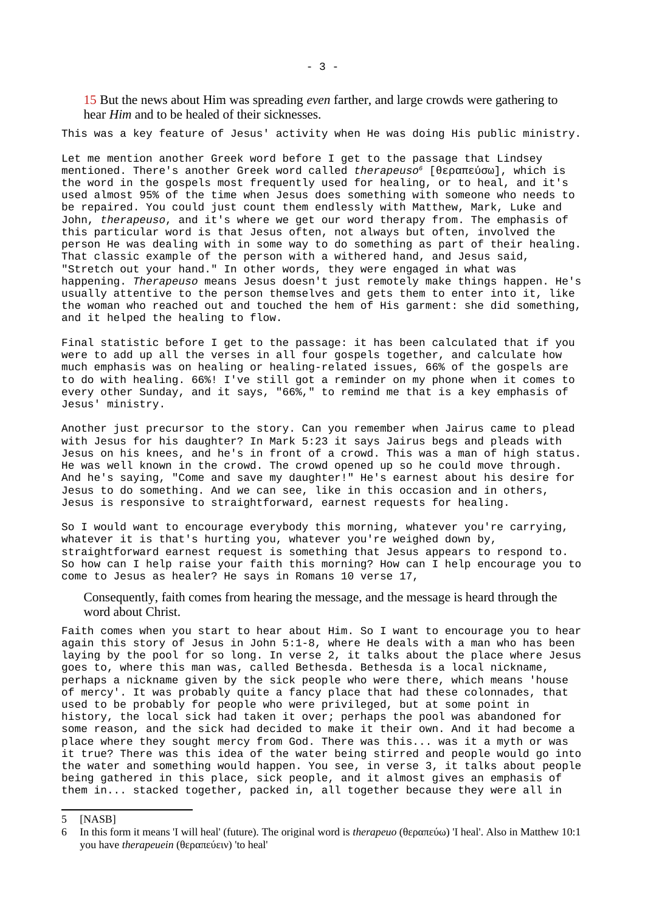15 But the news about Him was spreading *even* farther, and large crowds were gathering to hear *Him* and to be healed of their sicknesses.

This was a key feature of Jesus' activity when He was doing His public ministry.

Let me mention another Greek word before I get to the passage that Lindsey mentioned. There's another Greek word called *therapeuso*[6] [θεραπεύσω], which is the word in the gospels most frequently used for healing, or to heal, and it's used almost 95% of the time when Jesus does something with someone who needs to be repaired. You could just count them endlessly with Matthew, Mark, Luke and John, *therapeuso*, and it's where we get our word therapy from. The emphasis of this particular word is that Jesus often, not always but often, involved the person He was dealing with in some way to do something as part of their healing. That classic example of the person with a withered hand, and Jesus said, "Stretch out your hand." In other words, they were engaged in what was happening. *Therapeuso* means Jesus doesn't just remotely make things happen. He's usually attentive to the person themselves and gets them to enter into it, like the woman who reached out and touched the hem of His garment: she did something, and it helped the healing to flow.

Final statistic before I get to the passage: it has been calculated that if you were to add up all the verses in all four gospels together, and calculate how much emphasis was on healing or healing-related issues, 66% of the gospels are to do with healing. 66%! I've still got a reminder on my phone when it comes to every other Sunday, and it says, "66%," to remind me that is a key emphasis of Jesus' ministry.

Another just precursor to the story. Can you remember when Jairus came to plead with Jesus for his daughter? In Mark 5:23 it says Jairus begs and pleads with Jesus on his knees, and he's in front of a crowd. This was a man of high status. He was well known in the crowd. The crowd opened up so he could move through. And he's saying, "Come and save my daughter!" He's earnest about his desire for Jesus to do something. And we can see, like in this occasion and in others, Jesus is responsive to straightforward, earnest requests for healing.

So I would want to encourage everybody this morning, whatever you're carrying, whatever it is that's hurting you, whatever you're weighed down by, straightforward earnest request is something that Jesus appears to respond to. So how can I help raise your faith this morning? How can I help encourage you to come to Jesus as healer? He says in Romans 10 verse 17,

> Consequently, faith comes from hearing the message, and the message is heard through the word about Christ.

Faith comes when you start to hear about Him. So I want to encourage you to hear again this story of Jesus in John 5:1-8, where He deals with a man who has been laying by the pool for so long. In verse 2, it talks about the place where Jesus goes to, where this man was, called Bethesda. Bethesda is a local nickname, perhaps a nickname given by the sick people who were there, which means 'house of mercy'. It was probably quite a fancy place that had these colonnades, that used to be probably for people who were privileged, but at some point in history, the local sick had taken it over; perhaps the pool was abandoned for some reason, and the sick had decided to make it their own. And it had become a place where they sought mercy from God. There was this... was it a myth or was it true? There was this idea of the water being stirred and people would go into the water and something would happen. You see, in verse 3, it talks about people being gathered in this place, sick people, and it almost gives an emphasis of them in... stacked together, packed in, all together because they were all in

---

5 [NASB]

6 In this form it means 'I will heal' (future). The original word is *therapeuo* (θεραπεύω) 'I heal'. Also in Matthew 10:1 you have *therapeuein* (θεραπεύειν) 'to heal'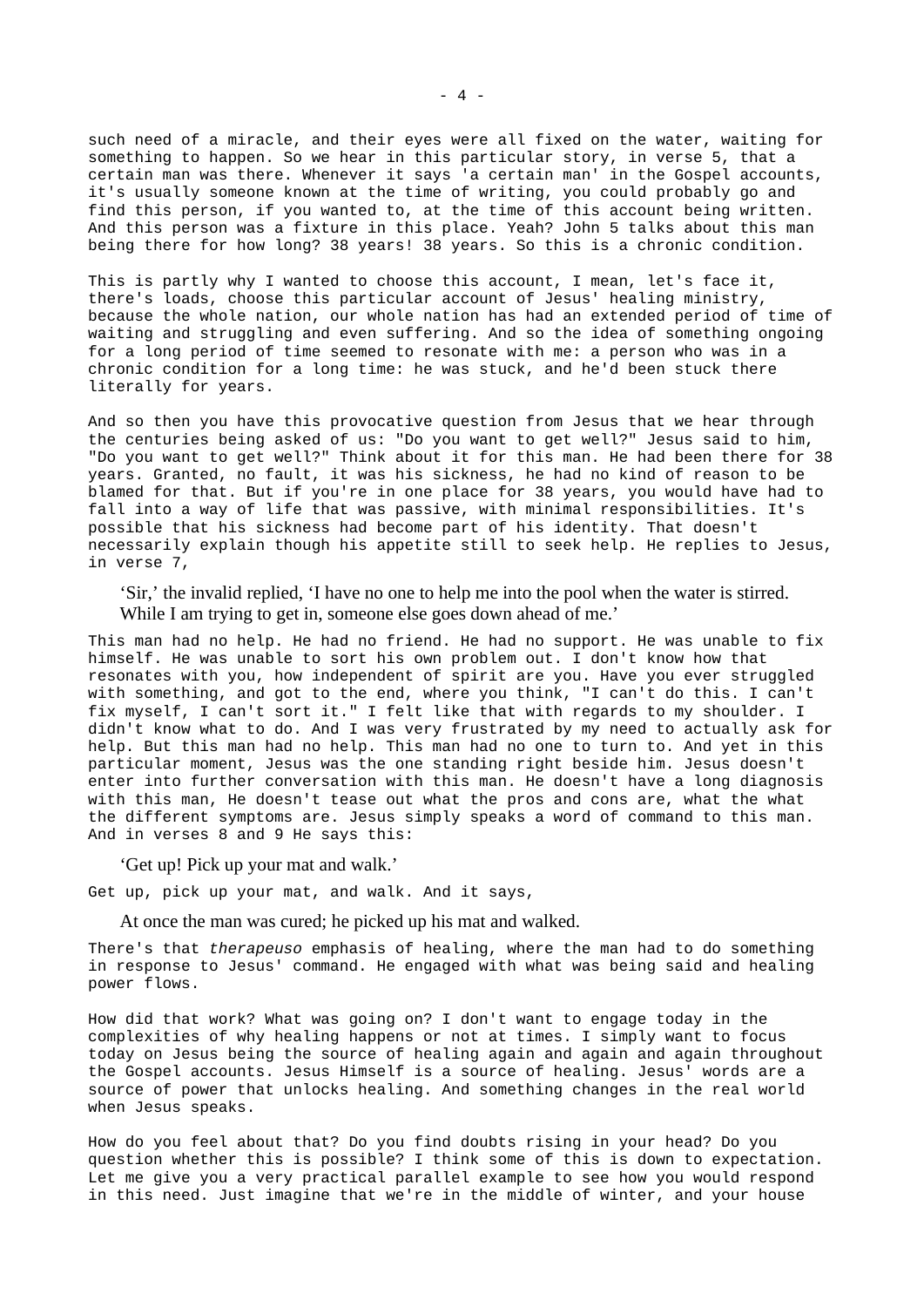such need of a miracle, and their eyes were all fixed on the water, waiting for something to happen. So we hear in this particular story, in verse 5, that a certain man was there. Whenever it says 'a certain man' in the Gospel accounts, it's usually someone known at the time of writing, you could probably go and find this person, if you wanted to, at the time of this account being written. And this person was a fixture in this place. Yeah? John 5 talks about this man being there for how long? 38 years! 38 years. So this is a chronic condition.

This is partly why I wanted to choose this account, I mean, let's face it, there's loads, choose this particular account of Jesus' healing ministry, because the whole nation, our whole nation has had an extended period of time of waiting and struggling and even suffering. And so the idea of something ongoing for a long period of time seemed to resonate with me: a person who was in a chronic condition for a long time: he was stuck, and he'd been stuck there literally for years.

And so then you have this provocative question from Jesus that we hear through the centuries being asked of us: "Do you want to get well?" Jesus said to him, "Do you want to get well?" Think about it for this man. He had been there for 38 years. Granted, no fault, it was his sickness, he had no kind of reason to be blamed for that. But if you're in one place for 38 years, you would have had to fall into a way of life that was passive, with minimal responsibilities. It's possible that his sickness had become part of his identity. That doesn't necessarily explain though his appetite still to seek help. He replies to Jesus, in verse 7,

> 'Sir,' the invalid replied, 'I have no one to help me into the pool when the water is stirred. While I am trying to get in, someone else goes down ahead of me.'

This man had no help. He had no friend. He had no support. He was unable to fix himself. He was unable to sort his own problem out. I don't know how that resonates with you, how independent of spirit are you. Have you ever struggled with something, and got to the end, where you think, "I can't do this. I can't fix myself, I can't sort it." I felt like that with regards to my shoulder. I didn't know what to do. And I was very frustrated by my need to actually ask for help. But this man had no help. This man had no one to turn to. And yet in this particular moment, Jesus was the one standing right beside him. Jesus doesn't enter into further conversation with this man. He doesn't have a long diagnosis with this man, He doesn't tease out what the pros and cons are, what the what the different symptoms are. Jesus simply speaks a word of command to this man. And in verses 8 and 9 He says this:

> 'Get up! Pick up your mat and walk.'

Get up, pick up your mat, and walk. And it says,

> At once the man was cured; he picked up his mat and walked.

There's that *therapeuso* emphasis of healing, where the man had to do something in response to Jesus' command. He engaged with what was being said and healing power flows.

How did that work? What was going on? I don't want to engage today in the complexities of why healing happens or not at times. I simply want to focus today on Jesus being the source of healing again and again and again throughout the Gospel accounts. Jesus Himself is a source of healing. Jesus' words are a source of power that unlocks healing. And something changes in the real world when Jesus speaks.

How do you feel about that? Do you find doubts rising in your head? Do you question whether this is possible? I think some of this is down to expectation. Let me give you a very practical parallel example to see how you would respond in this need. Just imagine that we're in the middle of winter, and your house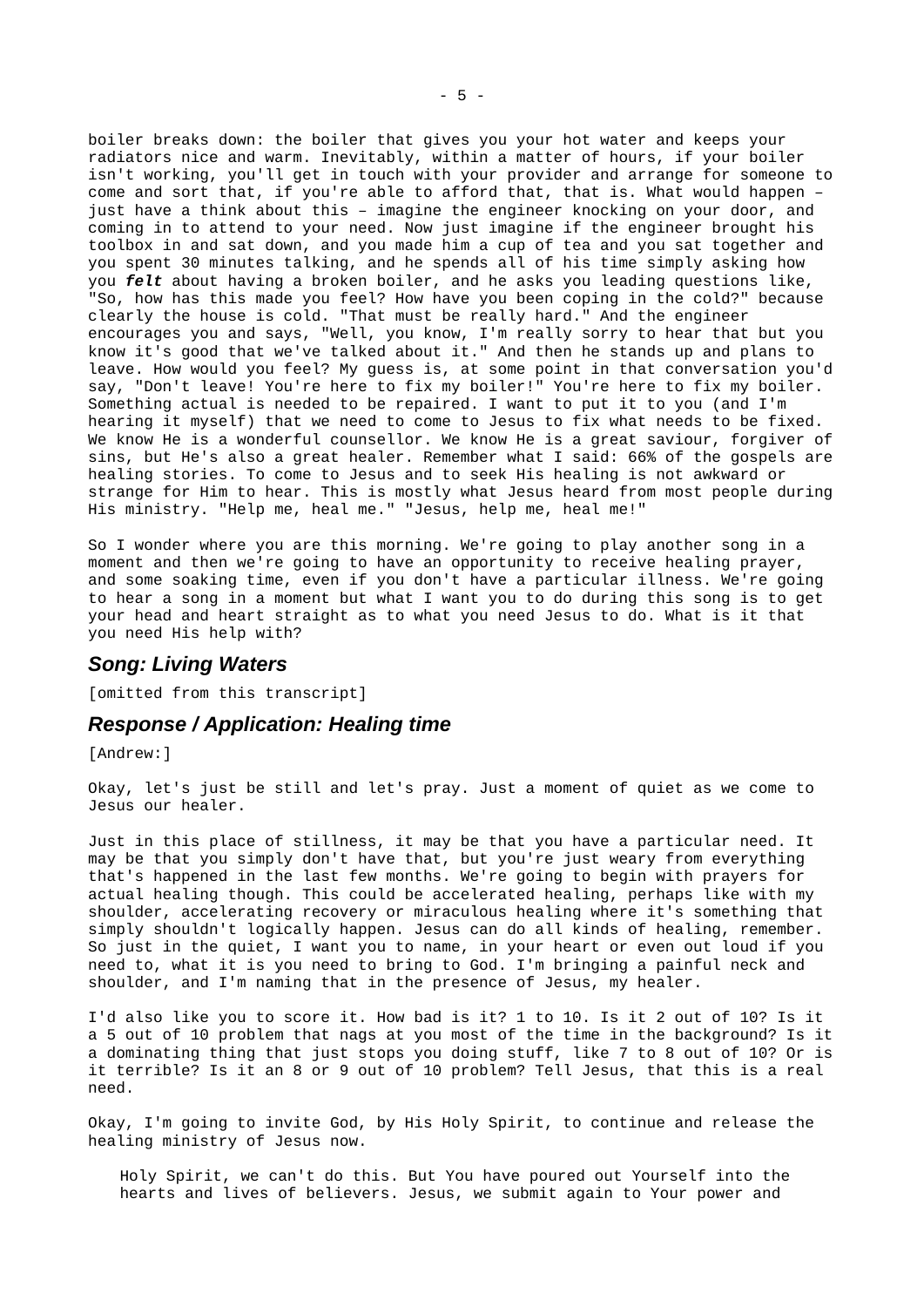boiler breaks down: the boiler that gives you your hot water and keeps your radiators nice and warm. Inevitably, within a matter of hours, if your boiler isn't working, you'll get in touch with your provider and arrange for someone to come and sort that, if you're able to afford that, that is. What would happen – just have a think about this – imagine the engineer knocking on your door, and coming in to attend to your need. Now just imagine if the engineer brought his toolbox in and sat down, and you made him a cup of tea and you sat together and you spent 30 minutes talking, and he spends all of his time simply asking how you ***felt*** about having a broken boiler, and he asks you leading questions like, "So, how has this made you feel? How have you been coping in the cold?" because clearly the house is cold. "That must be really hard." And the engineer encourages you and says, "Well, you know, I'm really sorry to hear that but you know it's good that we've talked about it." And then he stands up and plans to leave. How would you feel? My guess is, at some point in that conversation you'd say, "Don't leave! You're here to fix my boiler!" You're here to fix my boiler. Something actual is needed to be repaired. I want to put it to you (and I'm hearing it myself) that we need to come to Jesus to fix what needs to be fixed. We know He is a wonderful counsellor. We know He is a great saviour, forgiver of sins, but He's also a great healer. Remember what I said: 66% of the gospels are healing stories. To come to Jesus and to seek His healing is not awkward or strange for Him to hear. This is mostly what Jesus heard from most people during His ministry. "Help me, heal me." "Jesus, help me, heal me!"

So I wonder where you are this morning. We're going to play another song in a moment and then we're going to have an opportunity to receive healing prayer, and some soaking time, even if you don't have a particular illness. We're going to hear a song in a moment but what I want you to do during this song is to get your head and heart straight as to what you need Jesus to do. What is it that you need His help with?

## *Song: Living Waters*

[omitted from this transcript]

## *Response / Application: Healing time*

[Andrew:]

Okay, let's just be still and let's pray. Just a moment of quiet as we come to Jesus our healer.

Just in this place of stillness, it may be that you have a particular need. It may be that you simply don't have that, but you're just weary from everything that's happened in the last few months. We're going to begin with prayers for actual healing though. This could be accelerated healing, perhaps like with my shoulder, accelerating recovery or miraculous healing where it's something that simply shouldn't logically happen. Jesus can do all kinds of healing, remember. So just in the quiet, I want you to name, in your heart or even out loud if you need to, what it is you need to bring to God. I'm bringing a painful neck and shoulder, and I'm naming that in the presence of Jesus, my healer.

I'd also like you to score it. How bad is it? 1 to 10. Is it 2 out of 10? Is it a 5 out of 10 problem that nags at you most of the time in the background? Is it a dominating thing that just stops you doing stuff, like 7 to 8 out of 10? Or is it terrible? Is it an 8 or 9 out of 10 problem? Tell Jesus, that this is a real need.

Okay, I'm going to invite God, by His Holy Spirit, to continue and release the healing ministry of Jesus now.

> Holy Spirit, we can't do this. But You have poured out Yourself into the hearts and lives of believers. Jesus, we submit again to Your power and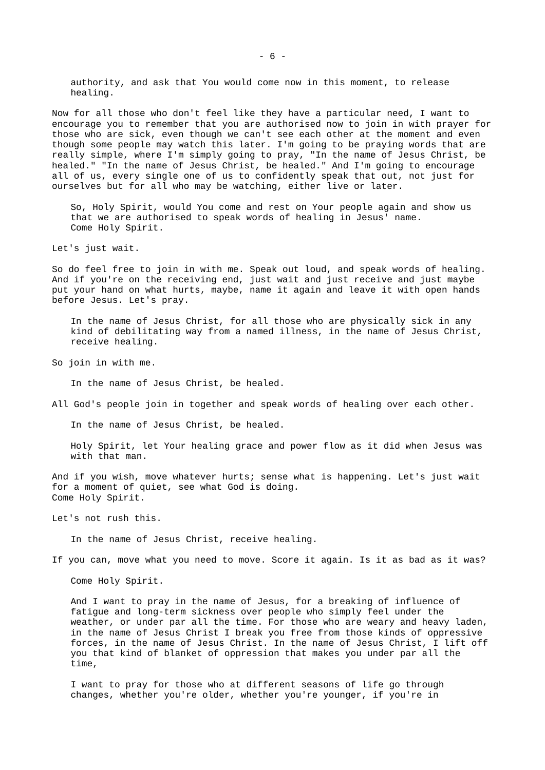> authority, and ask that You would come now in this moment, to release healing.

Now for all those who don't feel like they have a particular need, I want to encourage you to remember that you are authorised now to join in with prayer for those who are sick, even though we can't see each other at the moment and even though some people may watch this later. I'm going to be praying words that are really simple, where I'm simply going to pray, "In the name of Jesus Christ, be healed." "In the name of Jesus Christ, be healed." And I'm going to encourage all of us, every single one of us to confidently speak that out, not just for ourselves but for all who may be watching, either live or later.

> So, Holy Spirit, would You come and rest on Your people again and show us that we are authorised to speak words of healing in Jesus' name. Come Holy Spirit.

Let's just wait.

So do feel free to join in with me. Speak out loud, and speak words of healing. And if you're on the receiving end, just wait and just receive and just maybe put your hand on what hurts, maybe, name it again and leave it with open hands before Jesus. Let's pray.

> In the name of Jesus Christ, for all those who are physically sick in any kind of debilitating way from a named illness, in the name of Jesus Christ, receive healing.

So join in with me.

> In the name of Jesus Christ, be healed.

All God's people join in together and speak words of healing over each other.

> In the name of Jesus Christ, be healed.
>
> Holy Spirit, let Your healing grace and power flow as it did when Jesus was with that man.

And if you wish, move whatever hurts; sense what is happening. Let's just wait for a moment of quiet, see what God is doing.
Come Holy Spirit.

Let's not rush this.

> In the name of Jesus Christ, receive healing.

If you can, move what you need to move. Score it again. Is it as bad as it was?

> Come Holy Spirit.
>
> And I want to pray in the name of Jesus, for a breaking of influence of fatigue and long-term sickness over people who simply feel under the weather, or under par all the time. For those who are weary and heavy laden, in the name of Jesus Christ I break you free from those kinds of oppressive forces, in the name of Jesus Christ. In the name of Jesus Christ, I lift off you that kind of blanket of oppression that makes you under par all the time,
>
> I want to pray for those who at different seasons of life go through changes, whether you're older, whether you're younger, if you're in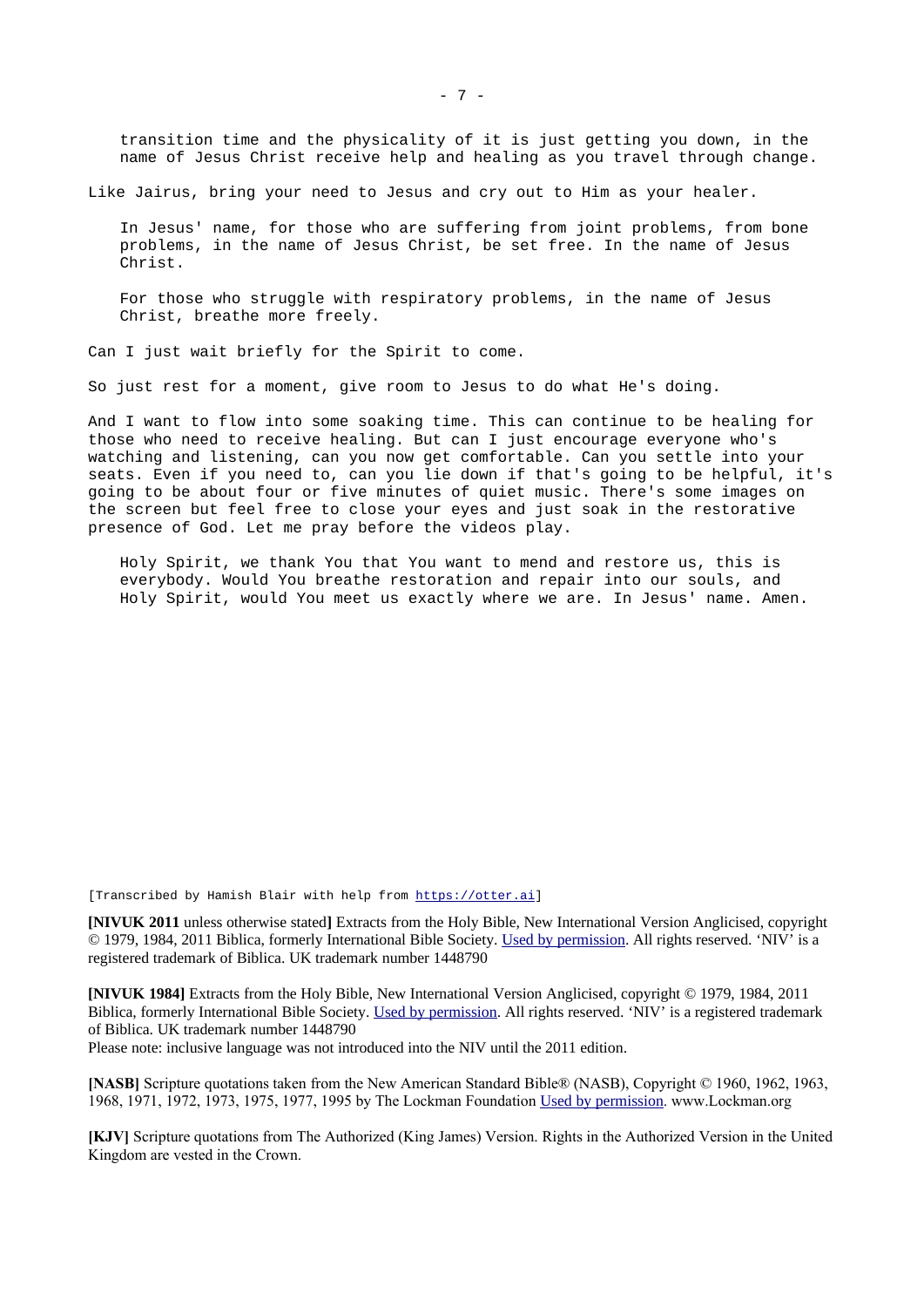> transition time and the physicality of it is just getting you down, in the name of Jesus Christ receive help and healing as you travel through change.

Like Jairus, bring your need to Jesus and cry out to Him as your healer.

> In Jesus' name, for those who are suffering from joint problems, from bone problems, in the name of Jesus Christ, be set free. In the name of Jesus Christ.
>
> For those who struggle with respiratory problems, in the name of Jesus Christ, breathe more freely.

Can I just wait briefly for the Spirit to come.

So just rest for a moment, give room to Jesus to do what He's doing.

And I want to flow into some soaking time. This can continue to be healing for those who need to receive healing. But can I just encourage everyone who's watching and listening, can you now get comfortable. Can you settle into your seats. Even if you need to, can you lie down if that's going to be helpful, it's going to be about four or five minutes of quiet music. There's some images on the screen but feel free to close your eyes and just soak in the restorative presence of God. Let me pray before the videos play.

> Holy Spirit, we thank You that You want to mend and restore us, this is everybody. Would You breathe restoration and repair into our souls, and Holy Spirit, would You meet us exactly where we are. In Jesus' name. Amen.

[Transcribed by Hamish Blair with help from https://otter.ai]

**[NIVUK 2011** unless otherwise stated**]** Extracts from the Holy Bible, New International Version Anglicised, copyright © 1979, 1984, 2011 Biblica, formerly International Bible Society. Used by permission. All rights reserved. 'NIV' is a registered trademark of Biblica. UK trademark number 1448790

**[NIVUK 1984]** Extracts from the Holy Bible, New International Version Anglicised, copyright © 1979, 1984, 2011 Biblica, formerly International Bible Society. Used by permission. All rights reserved. 'NIV' is a registered trademark of Biblica. UK trademark number 1448790
Please note: inclusive language was not introduced into the NIV until the 2011 edition.

**[NASB]** Scripture quotations taken from the New American Standard Bible® (NASB), Copyright © 1960, 1962, 1963, 1968, 1971, 1972, 1973, 1975, 1977, 1995 by The Lockman Foundation Used by permission. www.Lockman.org

**[KJV]** Scripture quotations from The Authorized (King James) Version. Rights in the Authorized Version in the United Kingdom are vested in the Crown.